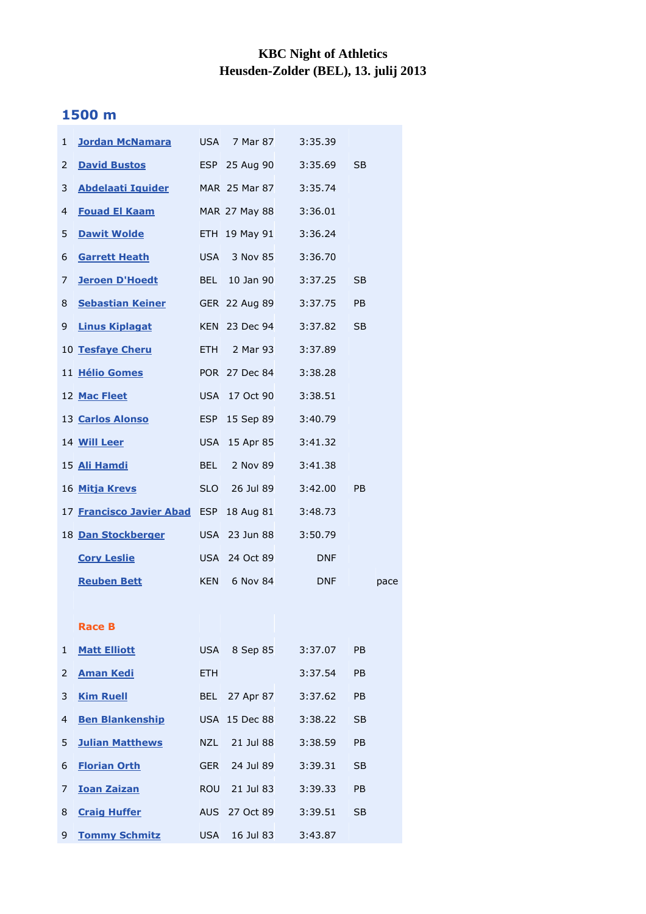**KBC Night of Athletics**
**Heusden-Zolder (BEL), 13. julij 2013**

## 1500 m

| | | | | | | |
|---|---|---|---|---|---|---|
| 1 | Jordan McNamara | USA | 7 Mar 87 | 3:35.39 | | |
| 2 | David Bustos | ESP | 25 Aug 90 | 3:35.69 | SB | |
| 3 | Abdelaati Iguider | MAR | 25 Mar 87 | 3:35.74 | | |
| 4 | Fouad El Kaam | MAR | 27 May 88 | 3:36.01 | | |
| 5 | Dawit Wolde | ETH | 19 May 91 | 3:36.24 | | |
| 6 | Garrett Heath | USA | 3 Nov 85 | 3:36.70 | | |
| 7 | Jeroen D'Hoedt | BEL | 10 Jan 90 | 3:37.25 | SB | |
| 8 | Sebastian Keiner | GER | 22 Aug 89 | 3:37.75 | PB | |
| 9 | Linus Kiplagat | KEN | 23 Dec 94 | 3:37.82 | SB | |
| 10 | Tesfaye Cheru | ETH | 2 Mar 93 | 3:37.89 | | |
| 11 | Hélio Gomes | POR | 27 Dec 84 | 3:38.28 | | |
| 12 | Mac Fleet | USA | 17 Oct 90 | 3:38.51 | | |
| 13 | Carlos Alonso | ESP | 15 Sep 89 | 3:40.79 | | |
| 14 | Will Leer | USA | 15 Apr 85 | 3:41.32 | | |
| 15 | Ali Hamdi | BEL | 2 Nov 89 | 3:41.38 | | |
| 16 | Mitja Krevs | SLO | 26 Jul 89 | 3:42.00 | PB | |
| 17 | Francisco Javier Abad | ESP | 18 Aug 81 | 3:48.73 | | |
| 18 | Dan Stockberger | USA | 23 Jun 88 | 3:50.79 | | |
| | Cory Leslie | USA | 24 Oct 89 | DNF | | |
| | Reuben Bett | KEN | 6 Nov 84 | DNF | | pace |
| | | | | | | |
| | **Race B** | | | | | |
| 1 | Matt Elliott | USA | 8 Sep 85 | 3:37.07 | PB | |
| 2 | Aman Kedi | ETH | | 3:37.54 | PB | |
| 3 | Kim Ruell | BEL | 27 Apr 87 | 3:37.62 | PB | |
| 4 | Ben Blankenship | USA | 15 Dec 88 | 3:38.22 | SB | |
| 5 | Julian Matthews | NZL | 21 Jul 88 | 3:38.59 | PB | |
| 6 | Florian Orth | GER | 24 Jul 89 | 3:39.31 | SB | |
| 7 | Ioan Zaizan | ROU | 21 Jul 83 | 3:39.33 | PB | |
| 8 | Craig Huffer | AUS | 27 Oct 89 | 3:39.51 | SB | |
| 9 | Tommy Schmitz | USA | 16 Jul 83 | 3:43.87 | | |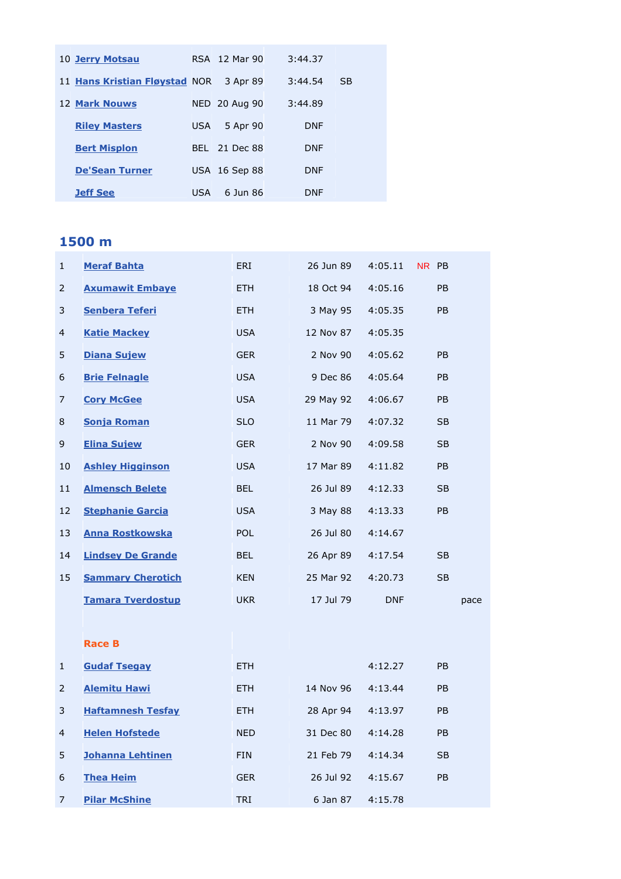| | | | | | |
|---|---|---|---|---|---|
| 10 | Jerry Motsau | RSA | 12 Mar 90 | 3:44.37 | |
| 11 | Hans Kristian Fløystad | NOR | 3 Apr 89 | 3:44.54 | SB |
| 12 | Mark Nouws | NED | 20 Aug 90 | 3:44.89 | |
| | Riley Masters | USA | 5 Apr 90 | DNF | |
| | Bert Misplon | BEL | 21 Dec 88 | DNF | |
| | De'Sean Turner | USA | 16 Sep 88 | DNF | |
| | Jeff See | USA | 6 Jun 86 | DNF | |

## 1500 m

| | | | | | | | |
|---|---|---|---|---|---|---|---|
| 1 | Meraf Bahta | ERI | 26 Jun 89 | 4:05.11 | NR | PB | |
| 2 | Axumawit Embaye | ETH | 18 Oct 94 | 4:05.16 | | PB | |
| 3 | Senbera Teferi | ETH | 3 May 95 | 4:05.35 | | PB | |
| 4 | Katie Mackey | USA | 12 Nov 87 | 4:05.35 | | | |
| 5 | Diana Sujew | GER | 2 Nov 90 | 4:05.62 | | PB | |
| 6 | Brie Felnagle | USA | 9 Dec 86 | 4:05.64 | | PB | |
| 7 | Cory McGee | USA | 29 May 92 | 4:06.67 | | PB | |
| 8 | Sonja Roman | SLO | 11 Mar 79 | 4:07.32 | | SB | |
| 9 | Elina Sujew | GER | 2 Nov 90 | 4:09.58 | | SB | |
| 10 | Ashley Higginson | USA | 17 Mar 89 | 4:11.82 | | PB | |
| 11 | Almensch Belete | BEL | 26 Jul 89 | 4:12.33 | | SB | |
| 12 | Stephanie Garcia | USA | 3 May 88 | 4:13.33 | | PB | |
| 13 | Anna Rostkowska | POL | 26 Jul 80 | 4:14.67 | | | |
| 14 | Lindsey De Grande | BEL | 26 Apr 89 | 4:17.54 | | SB | |
| 15 | Sammary Cherotich | KEN | 25 Mar 92 | 4:20.73 | | SB | |
| | Tamara Tverdostup | UKR | 17 Jul 79 | DNF | | | pace |
| | | | | | | | |
| | Race B | | | | | | |
| 1 | Gudaf Tsegay | ETH | | 4:12.27 | | PB | |
| 2 | Alemitu Hawi | ETH | 14 Nov 96 | 4:13.44 | | PB | |
| 3 | Haftamnesh Tesfay | ETH | 28 Apr 94 | 4:13.97 | | PB | |
| 4 | Helen Hofstede | NED | 31 Dec 80 | 4:14.28 | | PB | |
| 5 | Johanna Lehtinen | FIN | 21 Feb 79 | 4:14.34 | | SB | |
| 6 | Thea Heim | GER | 26 Jul 92 | 4:15.67 | | PB | |
| 7 | Pilar McShine | TRI | 6 Jan 87 | 4:15.78 | | | |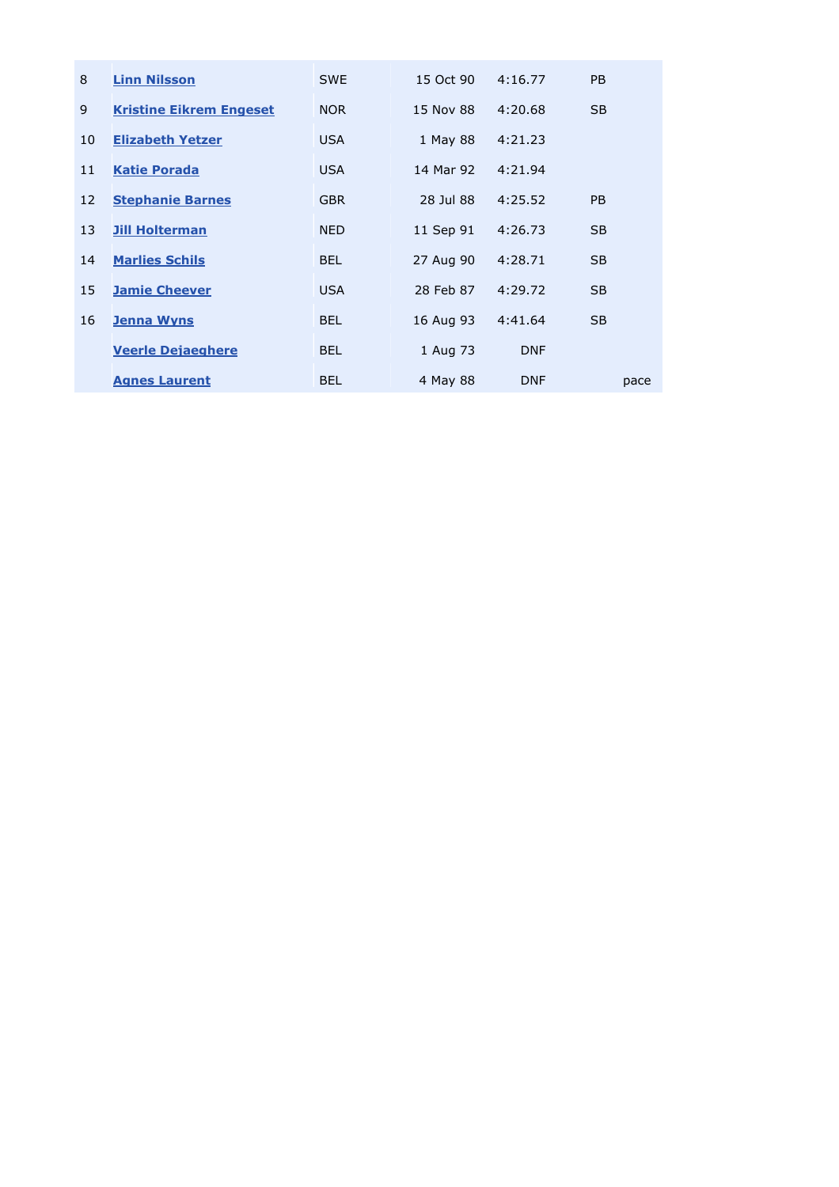| | | | | | | |
|---|---|---|---|---|---|---|
| 8 | Linn Nilsson | SWE | 15 Oct 90 | 4:16.77 | PB | |
| 9 | Kristine Eikrem Engeset | NOR | 15 Nov 88 | 4:20.68 | SB | |
| 10 | Elizabeth Yetzer | USA | 1 May 88 | 4:21.23 | | |
| 11 | Katie Porada | USA | 14 Mar 92 | 4:21.94 | | |
| 12 | Stephanie Barnes | GBR | 28 Jul 88 | 4:25.52 | PB | |
| 13 | Jill Holterman | NED | 11 Sep 91 | 4:26.73 | SB | |
| 14 | Marlies Schils | BEL | 27 Aug 90 | 4:28.71 | SB | |
| 15 | Jamie Cheever | USA | 28 Feb 87 | 4:29.72 | SB | |
| 16 | Jenna Wyns | BEL | 16 Aug 93 | 4:41.64 | SB | |
| | Veerle Dejaeghere | BEL | 1 Aug 73 | DNF | | |
| | Agnes Laurent | BEL | 4 May 88 | DNF | | pace |